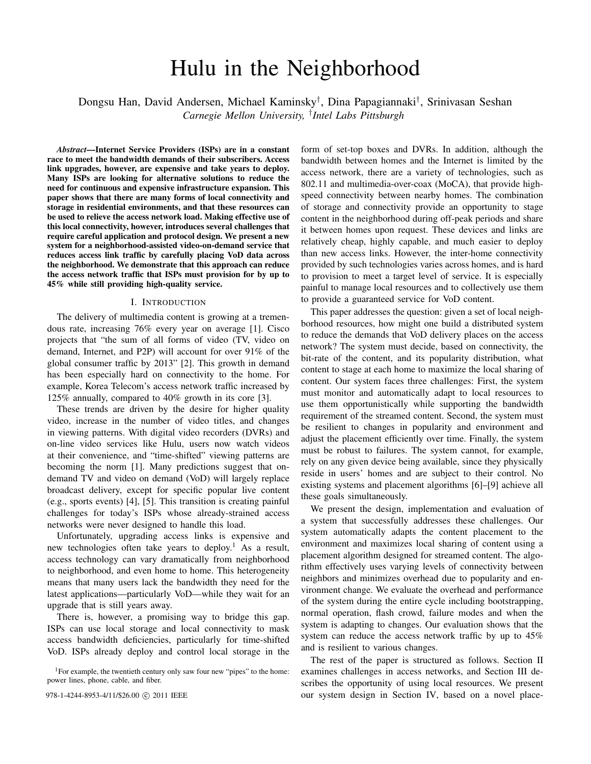# Hulu in the Neighborhood

Dongsu Han, David Andersen, Michael Kaminsky[†], Dina Papagiannaki[†], Srinivasan Seshan

*Carnegie Mellon University, [†]Intel Labs Pittsburgh*

***Abstract*—Internet Service Providers (ISPs) are in a constant race to meet the bandwidth demands of their subscribers. Access link upgrades, however, are expensive and take years to deploy. Many ISPs are looking for alternative solutions to reduce the need for continuous and expensive infrastructure expansion. This paper shows that there are many forms of local connectivity and storage in residential environments, and that these resources can be used to relieve the access network load. Making effective use of this local connectivity, however, introduces several challenges that require careful application and protocol design. We present a new system for a neighborhood-assisted video-on-demand service that reduces access link traffic by carefully placing VoD data across the neighborhood. We demonstrate that this approach can reduce the access network traffic that ISPs must provision for by up to 45% while still providing high-quality service.**

## I. Introduction

The delivery of multimedia content is growing at a tremendous rate, increasing 76% every year on average [1]. Cisco projects that "the sum of all forms of video (TV, video on demand, Internet, and P2P) will account for over 91% of the global consumer traffic by 2013" [2]. This growth in demand has been especially hard on connectivity to the home. For example, Korea Telecom's access network traffic increased by 125% annually, compared to 40% growth in its core [3].

These trends are driven by the desire for higher quality video, increase in the number of video titles, and changes in viewing patterns. With digital video recorders (DVRs) and on-line video services like Hulu, users now watch videos at their convenience, and "time-shifted" viewing patterns are becoming the norm [1]. Many predictions suggest that on-demand TV and video on demand (VoD) will largely replace broadcast delivery, except for specific popular live content (e.g., sports events) [4], [5]. This transition is creating painful challenges for today's ISPs whose already-strained access networks were never designed to handle this load.

Unfortunately, upgrading access links is expensive and new technologies often take years to deploy.[1] As a result, access technology can vary dramatically from neighborhood to neighborhood, and even home to home. This heterogeneity means that many users lack the bandwidth they need for the latest applications—particularly VoD—while they wait for an upgrade that is still years away.

There is, however, a promising way to bridge this gap. ISPs can use local storage and local connectivity to mask access bandwidth deficiencies, particularly for time-shifted VoD. ISPs already deploy and control local storage in the form of set-top boxes and DVRs. In addition, although the bandwidth between homes and the Internet is limited by the access network, there are a variety of technologies, such as 802.11 and multimedia-over-coax (MoCA), that provide high-speed connectivity between nearby homes. The combination of storage and connectivity provide an opportunity to stage content in the neighborhood during off-peak periods and share it between homes upon request. These devices and links are relatively cheap, highly capable, and much easier to deploy than new access links. However, the inter-home connectivity provided by such technologies varies across homes, and is hard to provision to meet a target level of service. It is especially painful to manage local resources and to collectively use them to provide a guaranteed service for VoD content.

This paper addresses the question: given a set of local neighborhood resources, how might one build a distributed system to reduce the demands that VoD delivery places on the access network? The system must decide, based on connectivity, the bit-rate of the content, and its popularity distribution, what content to stage at each home to maximize the local sharing of content. Our system faces three challenges: First, the system must monitor and automatically adapt to local resources to use them opportunistically while supporting the bandwidth requirement of the streamed content. Second, the system must be resilient to changes in popularity and environment and adjust the placement efficiently over time. Finally, the system must be robust to failures. The system cannot, for example, rely on any given device being available, since they physically reside in users' homes and are subject to their control. No existing systems and placement algorithms [6]–[9] achieve all these goals simultaneously.

We present the design, implementation and evaluation of a system that successfully addresses these challenges. Our system automatically adapts the content placement to the environment and maximizes local sharing of content using a placement algorithm designed for streamed content. The algorithm effectively uses varying levels of connectivity between neighbors and minimizes overhead due to popularity and environment change. We evaluate the overhead and performance of the system during the entire cycle including bootstrapping, normal operation, flash crowd, failure modes and when the system is adapting to changes. Our evaluation shows that the system can reduce the access network traffic by up to 45% and is resilient to various changes.

The rest of the paper is structured as follows. Section II examines challenges in access networks, and Section III describes the opportunity of using local resources. We present our system design in Section IV, based on a novel place-

[1]For example, the twentieth century only saw four new "pipes" to the home: power lines, phone, cable, and fiber.

978-1-4244-8953-4/11/$26.00 © 2011 IEEE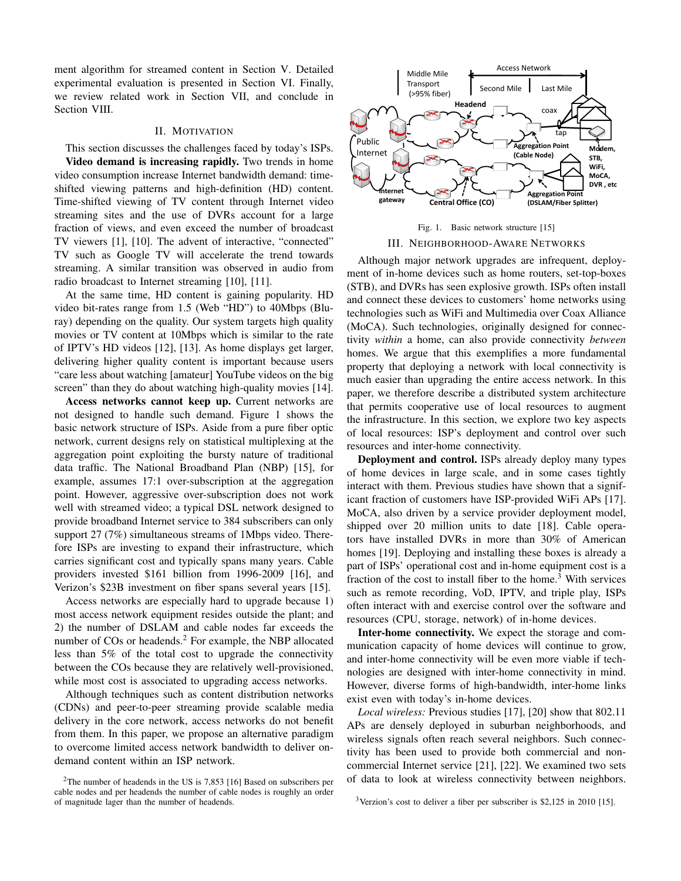ment algorithm for streamed content in Section V. Detailed experimental evaluation is presented in Section VI. Finally, we review related work in Section VII, and conclude in Section VIII.

## II. Motivation

This section discusses the challenges faced by today's ISPs.

**Video demand is increasing rapidly.** Two trends in home video consumption increase Internet bandwidth demand: time-shifted viewing patterns and high-definition (HD) content. Time-shifted viewing of TV content through Internet video streaming sites and the use of DVRs account for a large fraction of views, and even exceed the number of broadcast TV viewers [1], [10]. The advent of interactive, "connected" TV such as Google TV will accelerate the trend towards streaming. A similar transition was observed in audio from radio broadcast to Internet streaming [10], [11].

At the same time, HD content is gaining popularity. HD video bit-rates range from 1.5 (Web "HD") to 40Mbps (Blu-ray) depending on the quality. Our system targets high quality movies or TV content at 10Mbps which is similar to the rate of IPTV's HD videos [12], [13]. As home displays get larger, delivering higher quality content is important because users "care less about watching [amateur] YouTube videos on the big screen" than they do about watching high-quality movies [14].

**Access networks cannot keep up.** Current networks are not designed to handle such demand. Figure 1 shows the basic network structure of ISPs. Aside from a pure fiber optic network, current designs rely on statistical multiplexing at the aggregation point exploiting the bursty nature of traditional data traffic. The National Broadband Plan (NBP) [15], for example, assumes 17:1 over-subscription at the aggregation point. However, aggressive over-subscription does not work well with streamed video; a typical DSL network designed to provide broadband Internet service to 384 subscribers can only support 27 (7%) simultaneous streams of 1Mbps video. Therefore ISPs are investing to expand their infrastructure, which carries significant cost and typically spans many years. Cable providers invested $161 billion from 1996-2009 [16], and Verizon's $23B investment on fiber spans several years [15].

Access networks are especially hard to upgrade because 1) most access network equipment resides outside the plant; and 2) the number of DSLAM and cable nodes far exceeds the number of COs or headends.[2] For example, the NBP allocated less than 5% of the total cost to upgrade the connectivity between the COs because they are relatively well-provisioned, while most cost is associated to upgrading access networks.

Although techniques such as content distribution networks (CDNs) and peer-to-peer streaming provide scalable media delivery in the core network, access networks do not benefit from them. In this paper, we propose an alternative paradigm to overcome limited access network bandwidth to deliver on-demand content within an ISP network.

[2]The number of headends in the US is 7,853 [16] Based on subscribers per cable nodes and per headends the number of cable nodes is roughly an order of magnitude lager than the number of headends.

Fig. 1. Basic network structure [15]

## III. Neighborhood-Aware Networks

Although major network upgrades are infrequent, deployment of in-home devices such as home routers, set-top-boxes (STB), and DVRs has seen explosive growth. ISPs often install and connect these devices to customers' home networks using technologies such as WiFi and Multimedia over Coax Alliance (MoCA). Such technologies, originally designed for connectivity *within* a home, can also provide connectivity *between* homes. We argue that this exemplifies a more fundamental property that deploying a network with local connectivity is much easier than upgrading the entire access network. In this paper, we therefore describe a distributed system architecture that permits cooperative use of local resources to augment the infrastructure. In this section, we explore two key aspects of local resources: ISP's deployment and control over such resources and inter-home connectivity.

**Deployment and control.** ISPs already deploy many types of home devices in large scale, and in some cases tightly interact with them. Previous studies have shown that a significant fraction of customers have ISP-provided WiFi APs [17]. MoCA, also driven by a service provider deployment model, shipped over 20 million units to date [18]. Cable operators have installed DVRs in more than 30% of American homes [19]. Deploying and installing these boxes is already a part of ISPs' operational cost and in-home equipment cost is a fraction of the cost to install fiber to the home.[3] With services such as remote recording, VoD, IPTV, and triple play, ISPs often interact with and exercise control over the software and resources (CPU, storage, network) of in-home devices.

**Inter-home connectivity.** We expect the storage and communication capacity of home devices will continue to grow, and inter-home connectivity will be even more viable if technologies are designed with inter-home connectivity in mind. However, diverse forms of high-bandwidth, inter-home links exist even with today's in-home devices.

*Local wireless:* Previous studies [17], [20] show that 802.11 APs are densely deployed in suburban neighborhoods, and wireless signals often reach several neighbors. Such connectivity has been used to provide both commercial and non-commercial Internet service [21], [22]. We examined two sets of data to look at wireless connectivity between neighbors.

[3]Verzion's cost to deliver a fiber per subscriber is $2,125 in 2010 [15].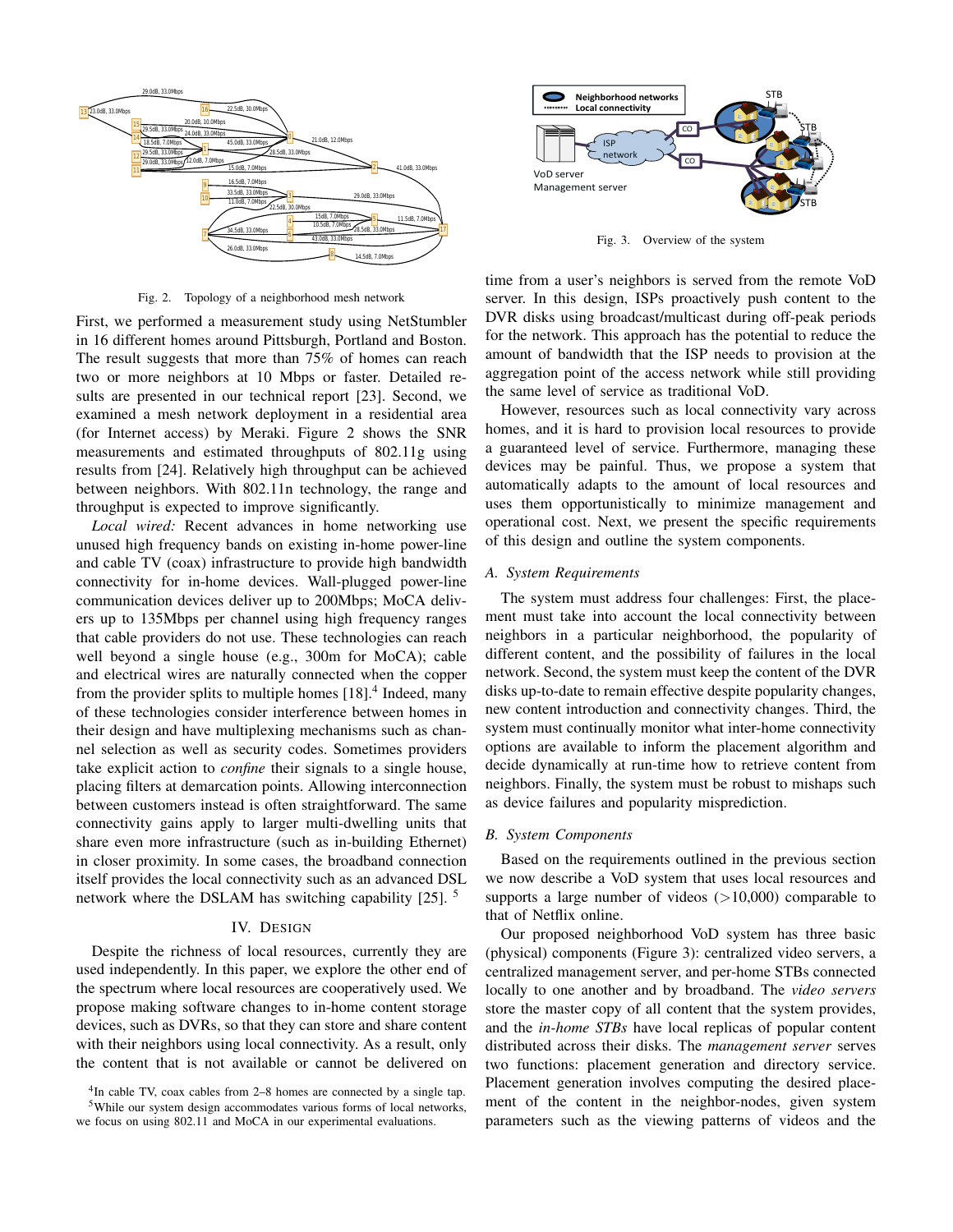29.0dB, 33.0Mbps
23.0dB, 33.0Mbps
22.5dB, 30.0Mbps
20.0dB, 10.0Mbps
29.5dB, 33.0Mbps
24.0dB, 33.0Mbps
18.5dB, 7.0Mbps
45.0dB, 33.0Mbps
21.0dB, 12.0Mbps
29.5dB, 33.0Mbps
28.5dB, 33.0Mbps
29.0dB, 33.0Mbps
12.0dB, 7.0Mbps
15.0dB, 7.0Mbps
41.0dB, 33.0Mbps
16.5dB, 7.0Mbps
33.5dB, 33.0Mbps
11.0dB, 7.0Mbps
29.0dB, 33.0Mbps
22.5dB, 30.0Mbps
15dB, 7.0Mbps
10.5dB, 7.0Mbps
11.5dB, 7.0Mbps
34.5dB, 33.0Mbps
28.5dB, 33.0Mbps
43.0dB, 33.0Mbps
26.0dB, 33.0Mbps
14.5dB, 7.0Mbps

Fig. 2. Topology of a neighborhood mesh network

First, we performed a measurement study using NetStumbler in 16 different homes around Pittsburgh, Portland and Boston. The result suggests that more than 75% of homes can reach two or more neighbors at 10 Mbps or faster. Detailed results are presented in our technical report [23]. Second, we examined a mesh network deployment in a residential area (for Internet access) by Meraki. Figure 2 shows the SNR measurements and estimated throughputs of 802.11g using results from [24]. Relatively high throughput can be achieved between neighbors. With 802.11n technology, the range and throughput is expected to improve significantly.

*Local wired:* Recent advances in home networking use unused high frequency bands on existing in-home power-line and cable TV (coax) infrastructure to provide high bandwidth connectivity for in-home devices. Wall-plugged power-line communication devices deliver up to 200Mbps; MoCA delivers up to 135Mbps per channel using high frequency ranges that cable providers do not use. These technologies can reach well beyond a single house (e.g., 300m for MoCA); cable and electrical wires are naturally connected when the copper from the provider splits to multiple homes [18].[4] Indeed, many of these technologies consider interference between homes in their design and have multiplexing mechanisms such as channel selection as well as security codes. Sometimes providers take explicit action to *confine* their signals to a single house, placing filters at demarcation points. Allowing interconnection between customers instead is often straightforward. The same connectivity gains apply to larger multi-dwelling units that share even more infrastructure (such as in-building Ethernet) in closer proximity. In some cases, the broadband connection itself provides the local connectivity such as an advanced DSL network where the DSLAM has switching capability [25]. [5]

## IV. Design

Despite the richness of local resources, currently they are used independently. In this paper, we explore the other end of the spectrum where local resources are cooperatively used. We propose making software changes to in-home content storage devices, such as DVRs, so that they can store and share content with their neighbors using local connectivity. As a result, only the content that is not available or cannot be delivered on time from a user's neighbors is served from the remote VoD server. In this design, ISPs proactively push content to the DVR disks using broadcast/multicast during off-peak periods for the network. This approach has the potential to reduce the amount of bandwidth that the ISP needs to provision at the aggregation point of the access network while still providing the same level of service as traditional VoD.

[4] In cable TV, coax cables from 2–8 homes are connected by a single tap.

[5] While our system design accommodates various forms of local networks, we focus on using 802.11 and MoCA in our experimental evaluations.

Neighborhood networks
Local connectivity
STB
CO
ISP network
CO
VoD server
Management server
STB
STB

Fig. 3. Overview of the system

However, resources such as local connectivity vary across homes, and it is hard to provision local resources to provide a guaranteed level of service. Furthermore, managing these devices may be painful. Thus, we propose a system that automatically adapts to the amount of local resources and uses them opportunistically to minimize management and operational cost. Next, we present the specific requirements of this design and outline the system components.

### A. System Requirements

The system must address four challenges: First, the placement must take into account the local connectivity between neighbors in a particular neighborhood, the popularity of different content, and the possibility of failures in the local network. Second, the system must keep the content of the DVR disks up-to-date to remain effective despite popularity changes, new content introduction and connectivity changes. Third, the system must continually monitor what inter-home connectivity options are available to inform the placement algorithm and decide dynamically at run-time how to retrieve content from neighbors. Finally, the system must be robust to mishaps such as device failures and popularity misprediction.

### B. System Components

Based on the requirements outlined in the previous section we now describe a VoD system that uses local resources and supports a large number of videos (>10,000) comparable to that of Netflix online.

Our proposed neighborhood VoD system has three basic (physical) components (Figure 3): centralized video servers, a centralized management server, and per-home STBs connected locally to one another and by broadband. The *video servers* store the master copy of all content that the system provides, and the *in-home STBs* have local replicas of popular content distributed across their disks. The *management server* serves two functions: placement generation and directory service. Placement generation involves computing the desired placement of the content in the neighbor-nodes, given system parameters such as the viewing patterns of videos and the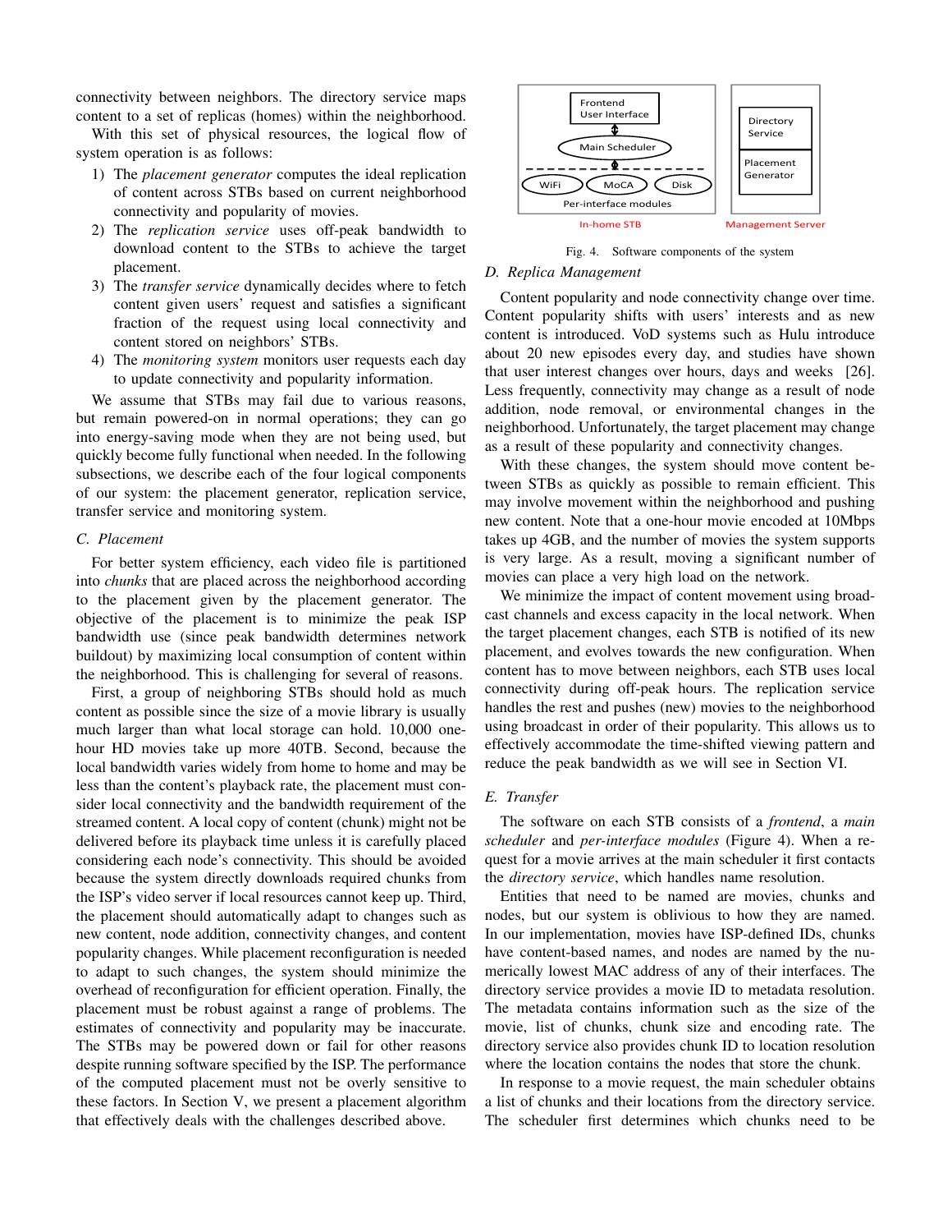connectivity between neighbors. The directory service maps content to a set of replicas (homes) within the neighborhood.

With this set of physical resources, the logical flow of system operation is as follows:

1) The *placement generator* computes the ideal replication of content across STBs based on current neighborhood connectivity and popularity of movies.
2) The *replication service* uses off-peak bandwidth to download content to the STBs to achieve the target placement.
3) The *transfer service* dynamically decides where to fetch content given users' request and satisfies a significant fraction of the request using local connectivity and content stored on neighbors' STBs.
4) The *monitoring system* monitors user requests each day to update connectivity and popularity information.

We assume that STBs may fail due to various reasons, but remain powered-on in normal operations; they can go into energy-saving mode when they are not being used, but quickly become fully functional when needed. In the following subsections, we describe each of the four logical components of our system: the placement generator, replication service, transfer service and monitoring system.

### C. Placement

For better system efficiency, each video file is partitioned into *chunks* that are placed across the neighborhood according to the placement given by the placement generator. The objective of the placement is to minimize the peak ISP bandwidth use (since peak bandwidth determines network buildout) by maximizing local consumption of content within the neighborhood. This is challenging for several of reasons.

First, a group of neighboring STBs should hold as much content as possible since the size of a movie library is usually much larger than what local storage can hold. 10,000 one-hour HD movies take up more 40TB. Second, because the local bandwidth varies widely from home to home and may be less than the content's playback rate, the placement must consider local connectivity and the bandwidth requirement of the streamed content. A local copy of content (chunk) might not be delivered before its playback time unless it is carefully placed considering each node's connectivity. This should be avoided because the system directly downloads required chunks from the ISP's video server if local resources cannot keep up. Third, the placement should automatically adapt to changes such as new content, node addition, connectivity changes, and content popularity changes. While placement reconfiguration is needed to adapt to such changes, the system should minimize the overhead of reconfiguration for efficient operation. Finally, the placement must be robust against a range of problems. The estimates of connectivity and popularity may be inaccurate. The STBs may be powered down or fail for other reasons despite running software specified by the ISP. The performance of the computed placement must not be overly sensitive to these factors. In Section V, we present a placement algorithm that effectively deals with the challenges described above.

Fig. 4. Software components of the system

### D. Replica Management

Content popularity and node connectivity change over time. Content popularity shifts with users' interests and as new content is introduced. VoD systems such as Hulu introduce about 20 new episodes every day, and studies have shown that user interest changes over hours, days and weeks [26]. Less frequently, connectivity may change as a result of node addition, node removal, or environmental changes in the neighborhood. Unfortunately, the target placement may change as a result of these popularity and connectivity changes.

With these changes, the system should move content between STBs as quickly as possible to remain efficient. This may involve movement within the neighborhood and pushing new content. Note that a one-hour movie encoded at 10Mbps takes up 4GB, and the number of movies the system supports is very large. As a result, moving a significant number of movies can place a very high load on the network.

We minimize the impact of content movement using broadcast channels and excess capacity in the local network. When the target placement changes, each STB is notified of its new placement, and evolves towards the new configuration. When content has to move between neighbors, each STB uses local connectivity during off-peak hours. The replication service handles the rest and pushes (new) movies to the neighborhood using broadcast in order of their popularity. This allows us to effectively accommodate the time-shifted viewing pattern and reduce the peak bandwidth as we will see in Section VI.

### E. Transfer

The software on each STB consists of a *frontend*, a *main scheduler* and *per-interface modules* (Figure 4). When a request for a movie arrives at the main scheduler it first contacts the *directory service*, which handles name resolution.

Entities that need to be named are movies, chunks and nodes, but our system is oblivious to how they are named. In our implementation, movies have ISP-defined IDs, chunks have content-based names, and nodes are named by the numerically lowest MAC address of any of their interfaces. The directory service provides a movie ID to metadata resolution. The metadata contains information such as the size of the movie, list of chunks, chunk size and encoding rate. The directory service also provides chunk ID to location resolution where the location contains the nodes that store the chunk.

In response to a movie request, the main scheduler obtains a list of chunks and their locations from the directory service. The scheduler first determines which chunks need to be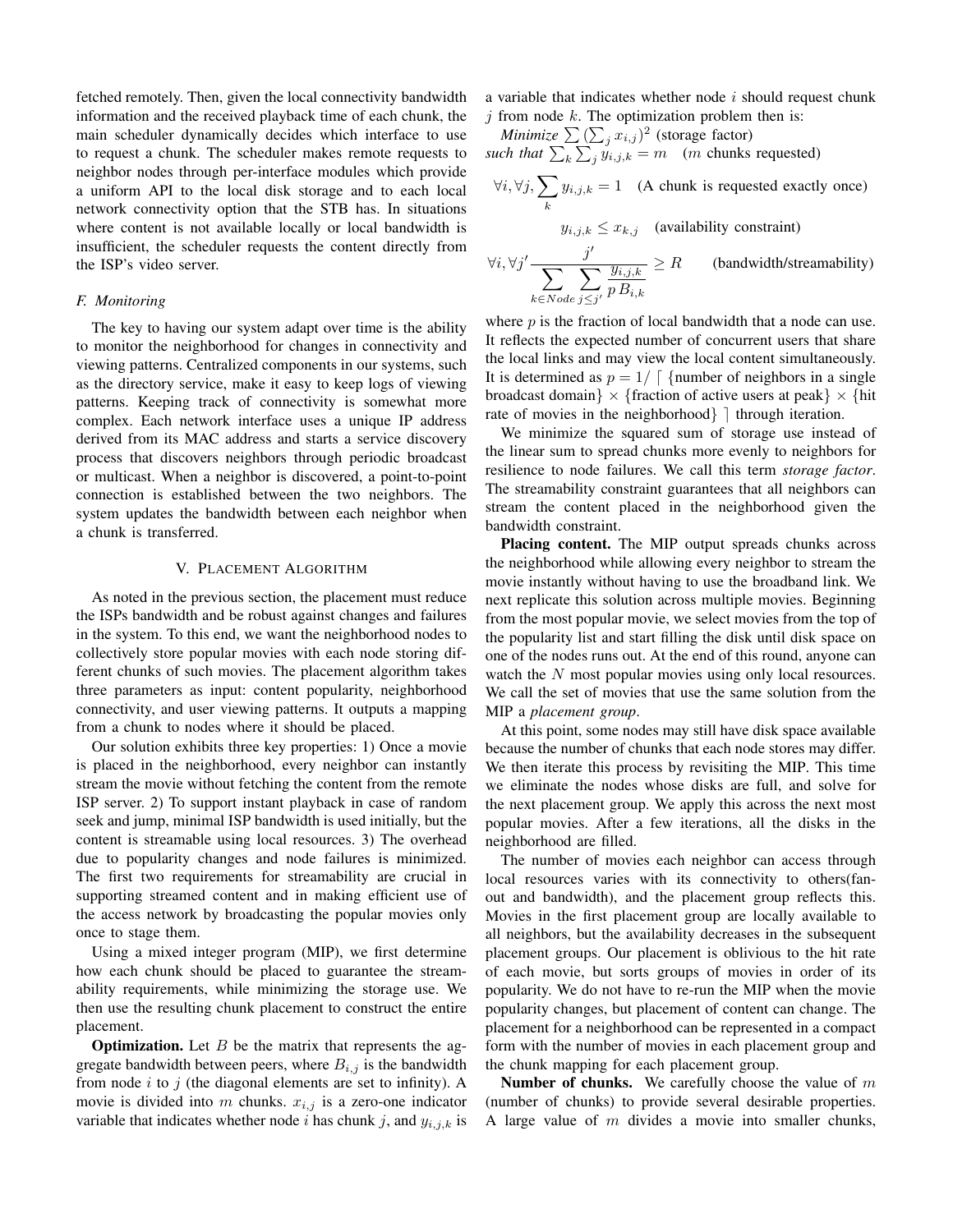fetched remotely. Then, given the local connectivity bandwidth information and the received playback time of each chunk, the main scheduler dynamically decides which interface to use to request a chunk. The scheduler makes remote requests to neighbor nodes through per-interface modules which provide a uniform API to the local disk storage and to each local network connectivity option that the STB has. In situations where content is not available locally or local bandwidth is insufficient, the scheduler requests the content directly from the ISP's video server.

### F. Monitoring

The key to having our system adapt over time is the ability to monitor the neighborhood for changes in connectivity and viewing patterns. Centralized components in our systems, such as the directory service, make it easy to keep logs of viewing patterns. Keeping track of connectivity is somewhat more complex. Each network interface uses a unique IP address derived from its MAC address and starts a service discovery process that discovers neighbors through periodic broadcast or multicast. When a neighbor is discovered, a point-to-point connection is established between the two neighbors. The system updates the bandwidth between each neighbor when a chunk is transferred.

## V. Placement Algorithm

As noted in the previous section, the placement must reduce the ISPs bandwidth and be robust against changes and failures in the system. To this end, we want the neighborhood nodes to collectively store popular movies with each node storing different chunks of such movies. The placement algorithm takes three parameters as input: content popularity, neighborhood connectivity, and user viewing patterns. It outputs a mapping from a chunk to nodes where it should be placed.

Our solution exhibits three key properties: 1) Once a movie is placed in the neighborhood, every neighbor can instantly stream the movie without fetching the content from the remote ISP server. 2) To support instant playback in case of random seek and jump, minimal ISP bandwidth is used initially, but the content is streamable using local resources. 3) The overhead due to popularity changes and node failures is minimized. The first two requirements for streamability are crucial in supporting streamed content and in making efficient use of the access network by broadcasting the popular movies only once to stage them.

Using a mixed integer program (MIP), we first determine how each chunk should be placed to guarantee the streamability requirements, while minimizing the storage use. We then use the resulting chunk placement to construct the entire placement.

**Optimization.** Let $B$ be the matrix that represents the aggregate bandwidth between peers, where $B_{i,j}$ is the bandwidth from node $i$ to $j$ (the diagonal elements are set to infinity). A movie is divided into $m$ chunks. $x_{i,j}$ is a zero-one indicator variable that indicates whether node $i$ has chunk $j$, and $y_{i,j,k}$ is a variable that indicates whether node $i$ should request chunk $j$ from node $k$. The optimization problem then is:

*Minimize* $\sum (\sum_j x_{i,j})^2$ (storage factor)
*such that* $\sum_k \sum_j y_{i,j,k} = m$ ($m$ chunks requested)

$$\forall i, \forall j, \sum_k y_{i,j,k} = 1 \quad \text{(A chunk is requested exactly once)}$$

$$y_{i,j,k} \leq x_{k,j} \quad \text{(availability constraint)}$$

$$\forall i, \forall j' \frac{j'}{\sum_{k \in Node} \sum_{j \leq j'} \frac{y_{i,j,k}}{p\, B_{i,k}}} \geq R \qquad \text{(bandwidth/streamability)}$$

where $p$ is the fraction of local bandwidth that a node can use. It reflects the expected number of concurrent users that share the local links and may view the local content simultaneously. It is determined as $p = 1/\lceil$ {number of neighbors in a single broadcast domain} × {fraction of active users at peak} × {hit rate of movies in the neighborhood} $\rceil$ through iteration.

We minimize the squared sum of storage use instead of the linear sum to spread chunks more evenly to neighbors for resilience to node failures. We call this term *storage factor*. The streamability constraint guarantees that all neighbors can stream the content placed in the neighborhood given the bandwidth constraint.

**Placing content.** The MIP output spreads chunks across the neighborhood while allowing every neighbor to stream the movie instantly without having to use the broadband link. We next replicate this solution across multiple movies. Beginning from the most popular movie, we select movies from the top of the popularity list and start filling the disk until disk space on one of the nodes runs out. At the end of this round, anyone can watch the $N$ most popular movies using only local resources. We call the set of movies that use the same solution from the MIP a *placement group*.

At this point, some nodes may still have disk space available because the number of chunks that each node stores may differ. We then iterate this process by revisiting the MIP. This time we eliminate the nodes whose disks are full, and solve for the next placement group. We apply this across the next most popular movies. After a few iterations, all the disks in the neighborhood are filled.

The number of movies each neighbor can access through local resources varies with its connectivity to others(fan-out and bandwidth), and the placement group reflects this. Movies in the first placement group are locally available to all neighbors, but the availability decreases in the subsequent placement groups. Our placement is oblivious to the hit rate of each movie, but sorts groups of movies in order of its popularity. We do not have to re-run the MIP when the movie popularity changes, but placement of content can change. The placement for a neighborhood can be represented in a compact form with the number of movies in each placement group and the chunk mapping for each placement group.

**Number of chunks.** We carefully choose the value of $m$ (number of chunks) to provide several desirable properties. A large value of $m$ divides a movie into smaller chunks,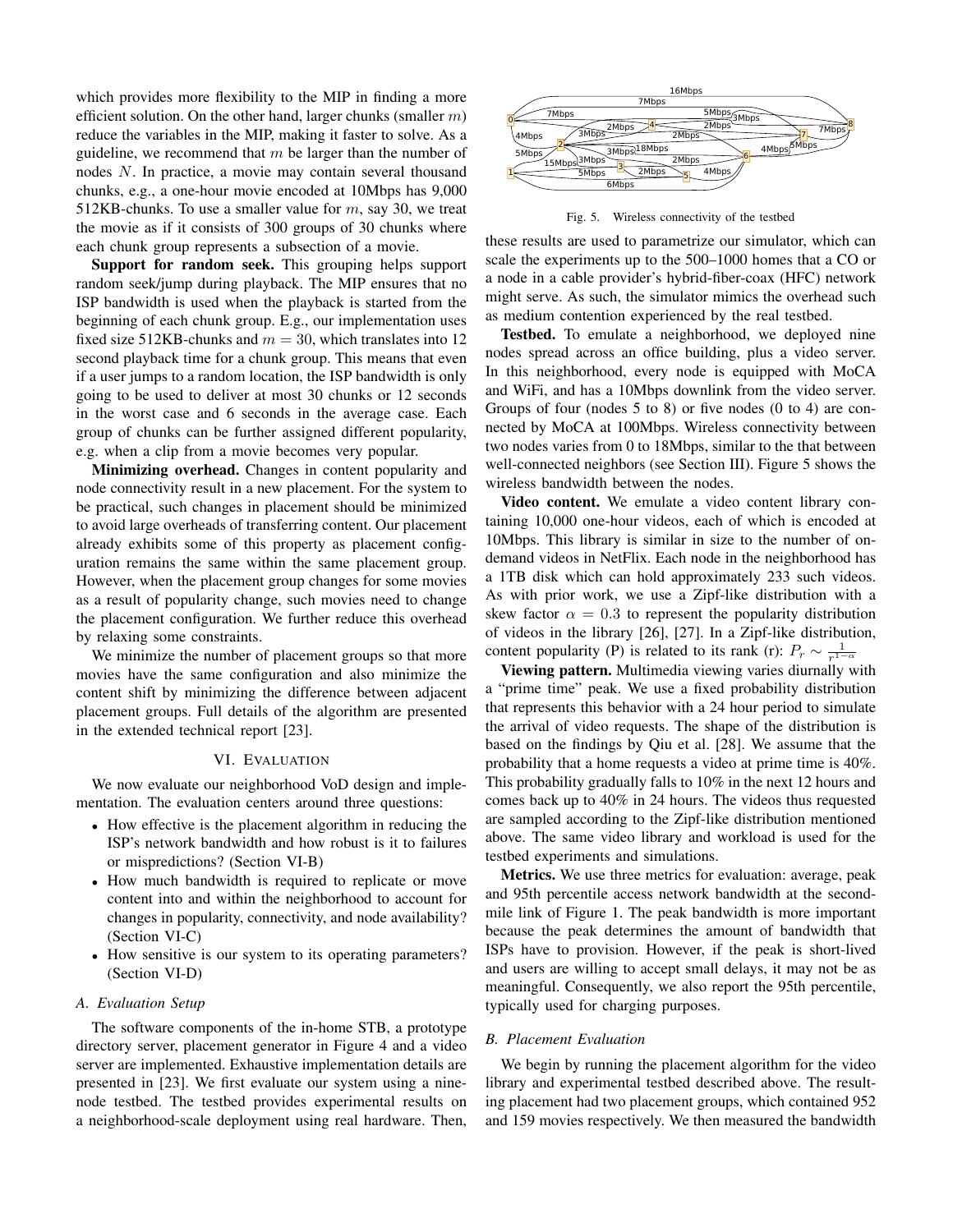which provides more flexibility to the MIP in finding a more efficient solution. On the other hand, larger chunks (smaller $m$) reduce the variables in the MIP, making it faster to solve. As a guideline, we recommend that $m$ be larger than the number of nodes $N$. In practice, a movie may contain several thousand chunks, e.g., a one-hour movie encoded at 10Mbps has 9,000 512KB-chunks. To use a smaller value for $m$, say 30, we treat the movie as if it consists of 300 groups of 30 chunks where each chunk group represents a subsection of a movie.

**Support for random seek.** This grouping helps support random seek/jump during playback. The MIP ensures that no ISP bandwidth is used when the playback is started from the beginning of each chunk group. E.g., our implementation uses fixed size 512KB-chunks and $m = 30$, which translates into 12 second playback time for a chunk group. This means that even if a user jumps to a random location, the ISP bandwidth is only going to be used to deliver at most 30 chunks or 12 seconds in the worst case and 6 seconds in the average case. Each group of chunks can be further assigned different popularity, e.g. when a clip from a movie becomes very popular.

**Minimizing overhead.** Changes in content popularity and node connectivity result in a new placement. For the system to be practical, such changes in placement should be minimized to avoid large overheads of transferring content. Our placement already exhibits some of this property as placement configuration remains the same within the same placement group. However, when the placement group changes for some movies as a result of popularity change, such movies need to change the placement configuration. We further reduce this overhead by relaxing some constraints.

We minimize the number of placement groups so that more movies have the same configuration and also minimize the content shift by minimizing the difference between adjacent placement groups. Full details of the algorithm are presented in the extended technical report [23].

## VI. Evaluation

We now evaluate our neighborhood VoD design and implementation. The evaluation centers around three questions:

- How effective is the placement algorithm in reducing the ISP's network bandwidth and how robust is it to failures or mispredictions? (Section VI-B)
- How much bandwidth is required to replicate or move content into and within the neighborhood to account for changes in popularity, connectivity, and node availability? (Section VI-C)
- How sensitive is our system to its operating parameters? (Section VI-D)

### A. Evaluation Setup

The software components of the in-home STB, a prototype directory server, placement generator in Figure 4 and a video server are implemented. Exhaustive implementation details are presented in [23]. We first evaluate our system using a nine-node testbed. The testbed provides experimental results on a neighborhood-scale deployment using real hardware. Then, these results are used to parametrize our simulator, which can scale the experiments up to the 500–1000 homes that a CO or a node in a cable provider's hybrid-fiber-coax (HFC) network might serve. As such, the simulator mimics the overhead such as medium contention experienced by the real testbed.

Fig. 5. Wireless connectivity of the testbed

**Testbed.** To emulate a neighborhood, we deployed nine nodes spread across an office building, plus a video server. In this neighborhood, every node is equipped with MoCA and WiFi, and has a 10Mbps downlink from the video server. Groups of four (nodes 5 to 8) or five nodes (0 to 4) are connected by MoCA at 100Mbps. Wireless connectivity between two nodes varies from 0 to 18Mbps, similar to the that between well-connected neighbors (see Section III). Figure 5 shows the wireless bandwidth between the nodes.

**Video content.** We emulate a video content library containing 10,000 one-hour videos, each of which is encoded at 10Mbps. This library is similar in size to the number of on-demand videos in NetFlix. Each node in the neighborhood has a 1TB disk which can hold approximately 233 such videos. As with prior work, we use a Zipf-like distribution with a skew factor $\alpha = 0.3$ to represent the popularity distribution of videos in the library [26], [27]. In a Zipf-like distribution, content popularity (P) is related to its rank (r): $P_r \sim \frac{1}{r^{1-\alpha}}$

**Viewing pattern.** Multimedia viewing varies diurnally with a "prime time" peak. We use a fixed probability distribution that represents this behavior with a 24 hour period to simulate the arrival of video requests. The shape of the distribution is based on the findings by Qiu et al. [28]. We assume that the probability that a home requests a video at prime time is 40%. This probability gradually falls to 10% in the next 12 hours and comes back up to 40% in 24 hours. The videos thus requested are sampled according to the Zipf-like distribution mentioned above. The same video library and workload is used for the testbed experiments and simulations.

**Metrics.** We use three metrics for evaluation: average, peak and 95th percentile access network bandwidth at the second-mile link of Figure 1. The peak bandwidth is more important because the peak determines the amount of bandwidth that ISPs have to provision. However, if the peak is short-lived and users are willing to accept small delays, it may not be as meaningful. Consequently, we also report the 95th percentile, typically used for charging purposes.

### B. Placement Evaluation

We begin by running the placement algorithm for the video library and experimental testbed described above. The resulting placement had two placement groups, which contained 952 and 159 movies respectively. We then measured the bandwidth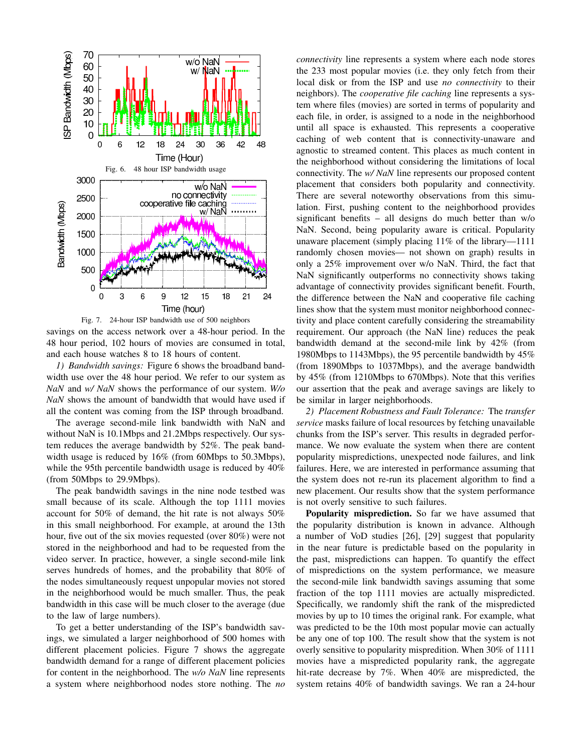Fig. 6. 48 hour ISP bandwidth usage

Fig. 7. 24-hour ISP bandwidth use of 500 neighbors

savings on the access network over a 48-hour period. In the 48 hour period, 102 hours of movies are consumed in total, and each house watches 8 to 18 hours of content.

*1) Bandwidth savings:* Figure 6 shows the broadband bandwidth use over the 48 hour period. We refer to our system as *NaN* and *w/ NaN* shows the performance of our system. *W/o NaN* shows the amount of bandwidth that would have used if all the content was coming from the ISP through broadband.

The average second-mile link bandwidth with NaN and without NaN is 10.1Mbps and 21.2Mbps respectively. Our system reduces the average bandwidth by 52%. The peak bandwidth usage is reduced by 16% (from 60Mbps to 50.3Mbps), while the 95th percentile bandwidth usage is reduced by 40% (from 50Mbps to 29.9Mbps).

The peak bandwidth savings in the nine node testbed was small because of its scale. Although the top 1111 movies account for 50% of demand, the hit rate is not always 50% in this small neighborhood. For example, at around the 13th hour, five out of the six movies requested (over 80%) were not stored in the neighborhood and had to be requested from the video server. In practice, however, a single second-mile link serves hundreds of homes, and the probability that 80% of the nodes simultaneously request unpopular movies not stored in the neighborhood would be much smaller. Thus, the peak bandwidth in this case will be much closer to the average (due to the law of large numbers).

To get a better understanding of the ISP's bandwidth savings, we simulated a larger neighborhood of 500 homes with different placement policies. Figure 7 shows the aggregate bandwidth demand for a range of different placement policies for content in the neighborhood. The *w/o NaN* line represents a system where neighborhood nodes store nothing. The *no connectivity* line represents a system where each node stores the 233 most popular movies (i.e. they only fetch from their local disk or from the ISP and use *no connectivity* to their neighbors). The *cooperative file caching* line represents a system where files (movies) are sorted in terms of popularity and each file, in order, is assigned to a node in the neighborhood until all space is exhausted. This represents a cooperative caching of web content that is connectivity-unaware and agnostic to streamed content. This places as much content in the neighborhood without considering the limitations of local connectivity. The *w/ NaN* line represents our proposed content placement that considers both popularity and connectivity. There are several noteworthy observations from this simulation. First, pushing content to the neighborhood provides significant benefits – all designs do much better than w/o NaN. Second, being popularity aware is critical. Popularity unaware placement (simply placing 11% of the library—1111 randomly chosen movies— not shown on graph) results in only a 25% improvement over w/o NaN. Third, the fact that NaN significantly outperforms no connectivity shows taking advantage of connectivity provides significant benefit. Fourth, the difference between the NaN and cooperative file caching lines show that the system must monitor neighborhood connectivity and place content carefully considering the streamability requirement. Our approach (the NaN line) reduces the peak bandwidth demand at the second-mile link by 42% (from 1980Mbps to 1143Mbps), the 95 percentile bandwidth by 45% (from 1890Mbps to 1037Mbps), and the average bandwidth by 45% (from 1210Mbps to 670Mbps). Note that this verifies our assertion that the peak and average savings are likely to be similar in larger neighborhoods.

*2) Placement Robustness and Fault Tolerance:* The *transfer service* masks failure of local resources by fetching unavailable chunks from the ISP's server. This results in degraded performance. We now evaluate the system when there are content popularity mispredictions, unexpected node failures, and link failures. Here, we are interested in performance assuming that the system does not re-run its placement algorithm to find a new placement. Our results show that the system performance is not overly sensitive to such failures.

**Popularity misprediction.** So far we have assumed that the popularity distribution is known in advance. Although a number of VoD studies [26], [29] suggest that popularity in the near future is predictable based on the popularity in the past, mispredictions can happen. To quantify the effect of mispredictions on the system performance, we measure the second-mile link bandwidth savings assuming that some fraction of the top 1111 movies are actually mispredicted. Specifically, we randomly shift the rank of the mispredicted movies by up to 10 times the original rank. For example, what was predicted to be the 10th most popular movie can actually be any one of top 100. The result show that the system is not overly sensitive to popularity mispredition. When 30% of 1111 movies have a mispredicted popularity rank, the aggregate hit-rate decrease by 7%. When 40% are mispredicted, the system retains 40% of bandwidth savings. We ran a 24-hour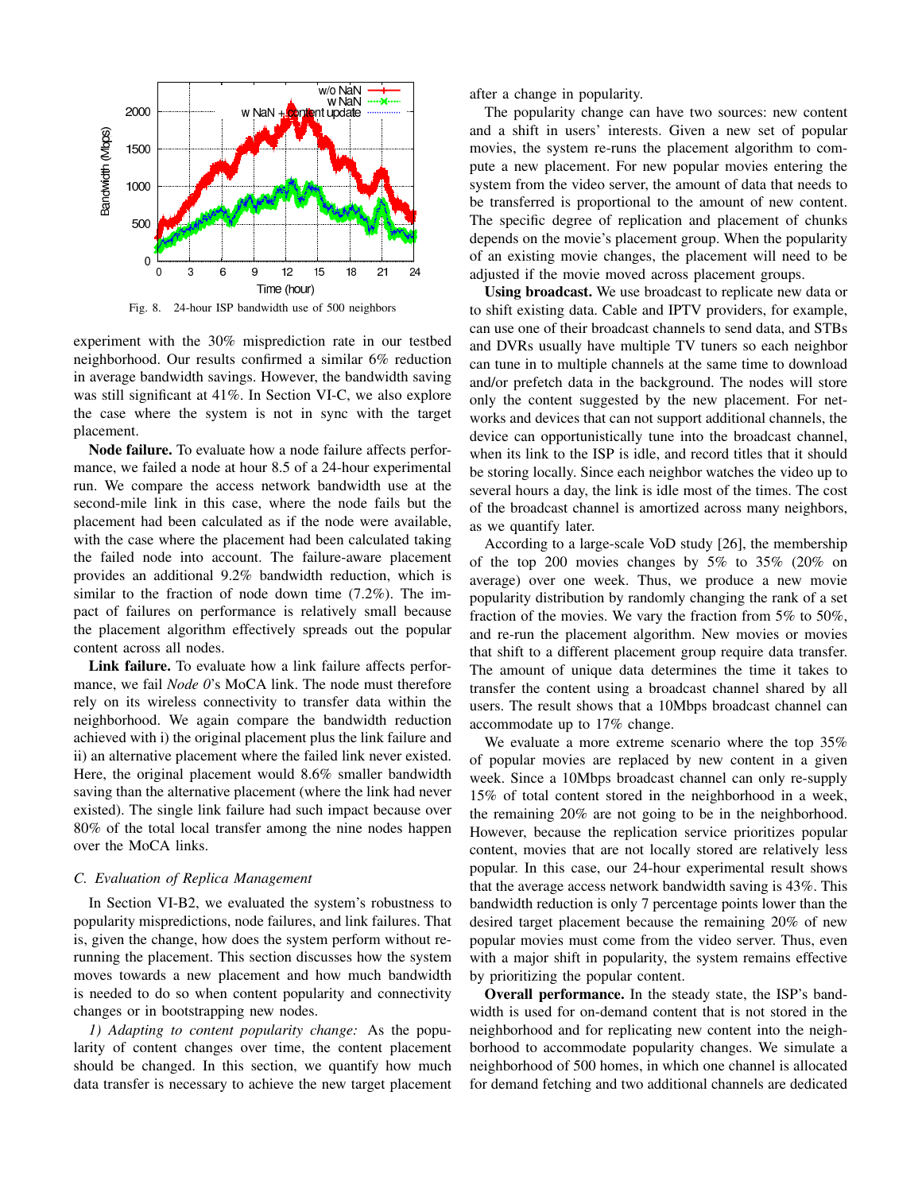Bandwidth (Mbps)

2000
1500
1000
500
0

0 3 6 9 12 15 18 21 24

Time (hour)

w/o NaN
w NaN
w NaN + content update

Fig. 8. 24-hour ISP bandwidth use of 500 neighbors

experiment with the 30% misprediction rate in our testbed neighborhood. Our results confirmed a similar 6% reduction in average bandwidth savings. However, the bandwidth saving was still significant at 41%. In Section VI-C, we also explore the case where the system is not in sync with the target placement.

**Node failure.** To evaluate how a node failure affects performance, we failed a node at hour 8.5 of a 24-hour experimental run. We compare the access network bandwidth use at the second-mile link in this case, where the node fails but the placement had been calculated as if the node were available, with the case where the placement had been calculated taking the failed node into account. The failure-aware placement provides an additional 9.2% bandwidth reduction, which is similar to the fraction of node down time (7.2%). The impact of failures on performance is relatively small because the placement algorithm effectively spreads out the popular content across all nodes.

**Link failure.** To evaluate how a link failure affects performance, we fail *Node 0*'s MoCA link. The node must therefore rely on its wireless connectivity to transfer data within the neighborhood. We again compare the bandwidth reduction achieved with i) the original placement plus the link failure and ii) an alternative placement where the failed link never existed. Here, the original placement would 8.6% smaller bandwidth saving than the alternative placement (where the link had never existed). The single link failure had such impact because over 80% of the total local transfer among the nine nodes happen over the MoCA links.

### C. Evaluation of Replica Management

In Section VI-B2, we evaluated the system's robustness to popularity mispredictions, node failures, and link failures. That is, given the change, how does the system perform without rerunning the placement. This section discusses how the system moves towards a new placement and how much bandwidth is needed to do so when content popularity and connectivity changes or in bootstrapping new nodes.

*1) Adapting to content popularity change:* As the popularity of content changes over time, the content placement should be changed. In this section, we quantify how much data transfer is necessary to achieve the new target placement after a change in popularity.

The popularity change can have two sources: new content and a shift in users' interests. Given a new set of popular movies, the system re-runs the placement algorithm to compute a new placement. For new popular movies entering the system from the video server, the amount of data that needs to be transferred is proportional to the amount of new content. The specific degree of replication and placement of chunks depends on the movie's placement group. When the popularity of an existing movie changes, the placement will need to be adjusted if the movie moved across placement groups.

**Using broadcast.** We use broadcast to replicate new data or to shift existing data. Cable and IPTV providers, for example, can use one of their broadcast channels to send data, and STBs and DVRs usually have multiple TV tuners so each neighbor can tune in to multiple channels at the same time to download and/or prefetch data in the background. The nodes will store only the content suggested by the new placement. For networks and devices that can not support additional channels, the device can opportunistically tune into the broadcast channel, when its link to the ISP is idle, and record titles that it should be storing locally. Since each neighbor watches the video up to several hours a day, the link is idle most of the times. The cost of the broadcast channel is amortized across many neighbors, as we quantify later.

According to a large-scale VoD study [26], the membership of the top 200 movies changes by 5% to 35% (20% on average) over one week. Thus, we produce a new movie popularity distribution by randomly changing the rank of a set fraction of the movies. We vary the fraction from 5% to 50%, and re-run the placement algorithm. New movies or movies that shift to a different placement group require data transfer. The amount of unique data determines the time it takes to transfer the content using a broadcast channel shared by all users. The result shows that a 10Mbps broadcast channel can accommodate up to 17% change.

We evaluate a more extreme scenario where the top 35% of popular movies are replaced by new content in a given week. Since a 10Mbps broadcast channel can only re-supply 15% of total content stored in the neighborhood in a week, the remaining 20% are not going to be in the neighborhood. However, because the replication service prioritizes popular content, movies that are not locally stored are relatively less popular. In this case, our 24-hour experimental result shows that the average access network bandwidth saving is 43%. This bandwidth reduction is only 7 percentage points lower than the desired target placement because the remaining 20% of new popular movies must come from the video server. Thus, even with a major shift in popularity, the system remains effective by prioritizing the popular content.

**Overall performance.** In the steady state, the ISP's bandwidth is used for on-demand content that is not stored in the neighborhood and for replicating new content into the neighborhood to accommodate popularity changes. We simulate a neighborhood of 500 homes, in which one channel is allocated for demand fetching and two additional channels are dedicated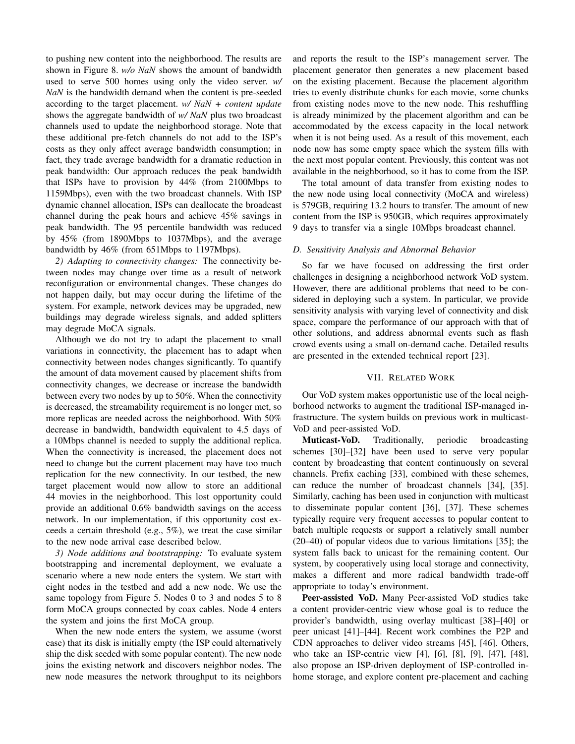to pushing new content into the neighborhood. The results are shown in Figure 8. *w/o NaN* shows the amount of bandwidth used to serve 500 homes using only the video server. *w/ NaN* is the bandwidth demand when the content is pre-seeded according to the target placement. *w/ NaN + content update* shows the aggregate bandwidth of *w/ NaN* plus two broadcast channels used to update the neighborhood storage. Note that these additional pre-fetch channels do not add to the ISP's costs as they only affect average bandwidth consumption; in fact, they trade average bandwidth for a dramatic reduction in peak bandwidth: Our approach reduces the peak bandwidth that ISPs have to provision by 44% (from 2100Mbps to 1159Mbps), even with the two broadcast channels. With ISP dynamic channel allocation, ISPs can deallocate the broadcast channel during the peak hours and achieve 45% savings in peak bandwidth. The 95 percentile bandwidth was reduced by 45% (from 1890Mbps to 1037Mbps), and the average bandwidth by 46% (from 651Mbps to 1197Mbps).

*2) Adapting to connectivity changes:* The connectivity between nodes may change over time as a result of network reconfiguration or environmental changes. These changes do not happen daily, but may occur during the lifetime of the system. For example, network devices may be upgraded, new buildings may degrade wireless signals, and added splitters may degrade MoCA signals.

Although we do not try to adapt the placement to small variations in connectivity, the placement has to adapt when connectivity between nodes changes significantly. To quantify the amount of data movement caused by placement shifts from connectivity changes, we decrease or increase the bandwidth between every two nodes by up to 50%. When the connectivity is decreased, the streamability requirement is no longer met, so more replicas are needed across the neighborhood. With 50% decrease in bandwidth, bandwidth equivalent to 4.5 days of a 10Mbps channel is needed to supply the additional replica. When the connectivity is increased, the placement does not need to change but the current placement may have too much replication for the new connectivity. In our testbed, the new target placement would now allow to store an additional 44 movies in the neighborhood. This lost opportunity could provide an additional 0.6% bandwidth savings on the access network. In our implementation, if this opportunity cost exceeds a certain threshold (e.g., 5%), we treat the case similar to the new node arrival case described below.

*3) Node additions and bootstrapping:* To evaluate system bootstrapping and incremental deployment, we evaluate a scenario where a new node enters the system. We start with eight nodes in the testbed and add a new node. We use the same topology from Figure 5. Nodes 0 to 3 and nodes 5 to 8 form MoCA groups connected by coax cables. Node 4 enters the system and joins the first MoCA group.

When the new node enters the system, we assume (worst case) that its disk is initially empty (the ISP could alternatively ship the disk seeded with some popular content). The new node joins the existing network and discovers neighbor nodes. The new node measures the network throughput to its neighbors and reports the result to the ISP's management server. The placement generator then generates a new placement based on the existing placement. Because the placement algorithm tries to evenly distribute chunks for each movie, some chunks from existing nodes move to the new node. This reshuffling is already minimized by the placement algorithm and can be accommodated by the excess capacity in the local network when it is not being used. As a result of this movement, each node now has some empty space which the system fills with the next most popular content. Previously, this content was not available in the neighborhood, so it has to come from the ISP.

The total amount of data transfer from existing nodes to the new node using local connectivity (MoCA and wireless) is 579GB, requiring 13.2 hours to transfer. The amount of new content from the ISP is 950GB, which requires approximately 9 days to transfer via a single 10Mbps broadcast channel.

### D. Sensitivity Analysis and Abnormal Behavior

So far we have focused on addressing the first order challenges in designing a neighborhood network VoD system. However, there are additional problems that need to be considered in deploying such a system. In particular, we provide sensitivity analysis with varying level of connectivity and disk space, compare the performance of our approach with that of other solutions, and address abnormal events such as flash crowd events using a small on-demand cache. Detailed results are presented in the extended technical report [23].

## VII. Related Work

Our VoD system makes opportunistic use of the local neighborhood networks to augment the traditional ISP-managed infrastructure. The system builds on previous work in multicast-VoD and peer-assisted VoD.

**Muticast-VoD.** Traditionally, periodic broadcasting schemes [30]–[32] have been used to serve very popular content by broadcasting that content continuously on several channels. Prefix caching [33], combined with these schemes, can reduce the number of broadcast channels [34], [35]. Similarly, caching has been used in conjunction with multicast to disseminate popular content [36], [37]. These schemes typically require very frequent accesses to popular content to batch multiple requests or support a relatively small number (20–40) of popular videos due to various limitations [35]; the system falls back to unicast for the remaining content. Our system, by cooperatively using local storage and connectivity, makes a different and more radical bandwidth trade-off appropriate to today's environment.

**Peer-assisted VoD.** Many Peer-assisted VoD studies take a content provider-centric view whose goal is to reduce the provider's bandwidth, using overlay multicast [38]–[40] or peer unicast [41]–[44]. Recent work combines the P2P and CDN approaches to deliver video streams [45], [46]. Others, who take an ISP-centric view [4], [6], [8], [9], [47], [48], also propose an ISP-driven deployment of ISP-controlled in-home storage, and explore content pre-placement and caching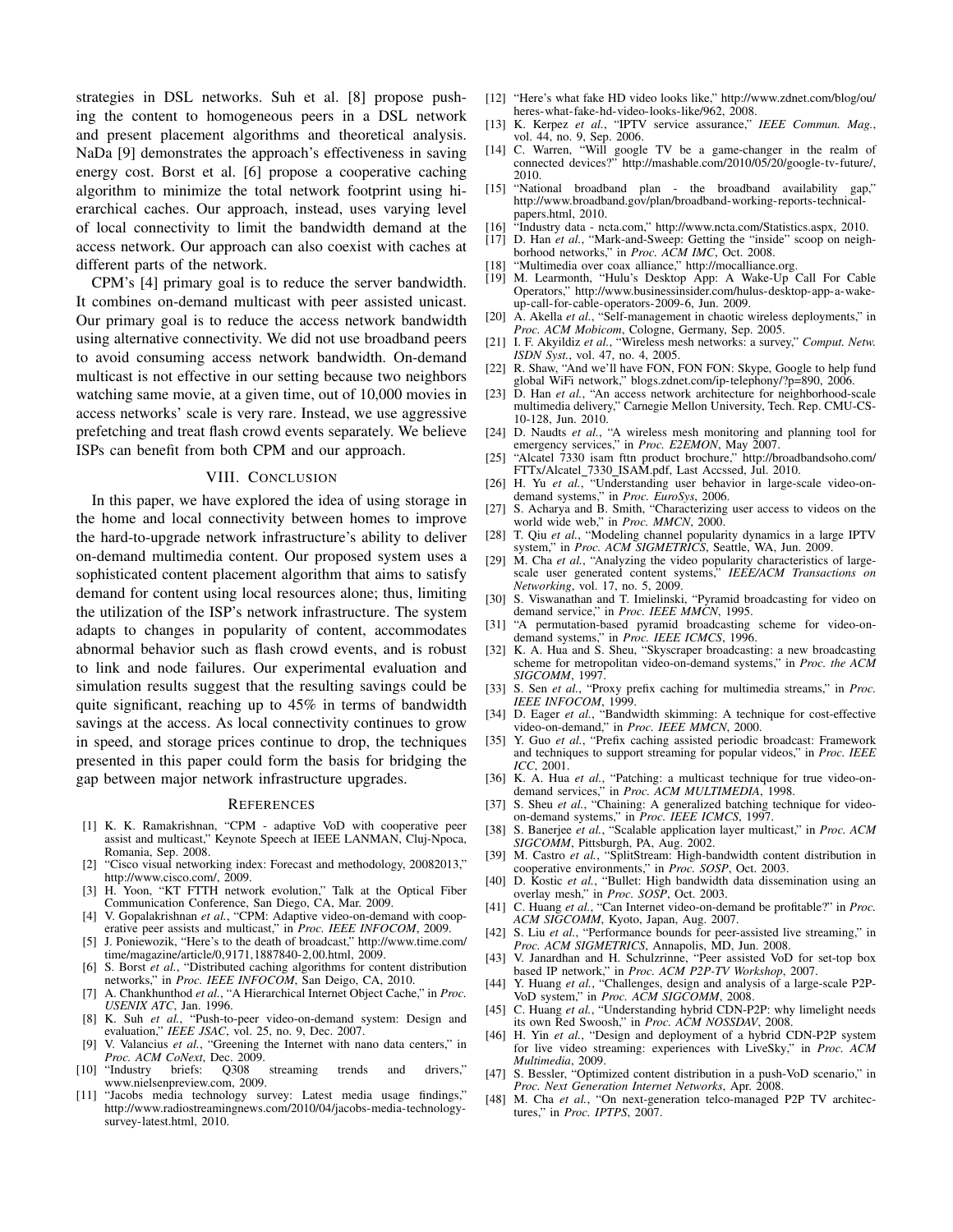strategies in DSL networks. Suh et al. [8] propose pushing the content to homogeneous peers in a DSL network and present placement algorithms and theoretical analysis. NaDa [9] demonstrates the approach's effectiveness in saving energy cost. Borst et al. [6] propose a cooperative caching algorithm to minimize the total network footprint using hierarchical caches. Our approach, instead, uses varying level of local connectivity to limit the bandwidth demand at the access network. Our approach can also coexist with caches at different parts of the network.

CPM's [4] primary goal is to reduce the server bandwidth. It combines on-demand multicast with peer assisted unicast. Our primary goal is to reduce the access network bandwidth using alternative connectivity. We did not use broadband peers to avoid consuming access network bandwidth. On-demand multicast is not effective in our setting because two neighbors watching same movie, at a given time, out of 10,000 movies in access networks' scale is very rare. Instead, we use aggressive prefetching and treat flash crowd events separately. We believe ISPs can benefit from both CPM and our approach.

## VIII. Conclusion

In this paper, we have explored the idea of using storage in the home and local connectivity between homes to improve the hard-to-upgrade network infrastructure's ability to deliver on-demand multimedia content. Our proposed system uses a sophisticated content placement algorithm that aims to satisfy demand for content using local resources alone; thus, limiting the utilization of the ISP's network infrastructure. The system adapts to changes in popularity of content, accommodates abnormal behavior such as flash crowd events, and is robust to link and node failures. Our experimental evaluation and simulation results suggest that the resulting savings could be quite significant, reaching up to 45% in terms of bandwidth savings at the access. As local connectivity continues to grow in speed, and storage prices continue to drop, the techniques presented in this paper could form the basis for bridging the gap between major network infrastructure upgrades.

## References

[1] K. K. Ramakrishnan, "CPM - adaptive VoD with cooperative peer assist and multicast," Keynote Speech at IEEE LANMAN, Cluj-Npoca, Romania, Sep. 2008.

[2] "Cisco visual networking index: Forecast and methodology, 20082013," http://www.cisco.com/, 2009.

[3] H. Yoon, "KT FTTH network evolution," Talk at the Optical Fiber Communication Conference, San Diego, CA, Mar. 2009.

[4] V. Gopalakrishnan *et al.*, "CPM: Adaptive video-on-demand with cooperative peer assists and multicast," in *Proc. IEEE INFOCOM*, 2009.

[5] J. Poniewozik, "Here's to the death of broadcast," http://www.time.com/time/magazine/article/0,9171,1887840-2,00.html, 2009.

[6] S. Borst *et al.*, "Distributed caching algorithms for content distribution networks," in *Proc. IEEE INFOCOM*, San Deigo, CA, 2010.

[7] A. Chankhunthod *et al.*, "A Hierarchical Internet Object Cache," in *Proc. USENIX ATC*, Jan. 1996.

[8] K. Suh *et al.*, "Push-to-peer video-on-demand system: Design and evaluation," *IEEE JSAC*, vol. 25, no. 9, Dec. 2007.

[9] V. Valancius *et al.*, "Greening the Internet with nano data centers," in *Proc. ACM CoNext*, Dec. 2009.

[10] "Industry briefs: Q308 streaming trends and drivers," www.nielsenpreview.com, 2009.

[11] "Jacobs media technology survey: Latest media usage findings," http://www.radiostreamingnews.com/2010/04/jacobs-media-technology-survey-latest.html, 2010.

[12] "Here's what fake HD video looks like," http://www.zdnet.com/blog/ou/heres-what-fake-hd-video-looks-like/962, 2008.

[13] K. Kerpez *et al.*, "IPTV service assurance," *IEEE Commun. Mag.*, vol. 44, no. 9, Sep. 2006.

[14] C. Warren, "Will google TV be a game-changer in the realm of connected devices?" http://mashable.com/2010/05/20/google-tv-future/, 2010.

[15] "National broadband plan - the broadband availability gap," http://www.broadband.gov/plan/broadband-working-reports-technical-papers.html, 2010.

[16] "Industry data - ncta.com," http://www.ncta.com/Statistics.aspx, 2010.

[17] D. Han *et al.*, "Mark-and-Sweep: Getting the "inside" scoop on neighborhood networks," in *Proc. ACM IMC*, Oct. 2008.

[18] "Multimedia over coax alliance," http://mocalliance.org.

[19] M. Learmonth, "Hulu's Desktop App: A Wake-Up Call For Cable Operators," http://www.businessinsider.com/hulus-desktop-app-a-wake-up-call-for-cable-operators-2009-6, Jun. 2009.

[20] A. Akella *et al.*, "Self-management in chaotic wireless deployments," in *Proc. ACM Mobicom*, Cologne, Germany, Sep. 2005.

[21] I. F. Akyildiz *et al.*, "Wireless mesh networks: a survey," *Comput. Netw. ISDN Syst.*, vol. 47, no. 4, 2005.

[22] R. Shaw, "And we'll have FON, FON FON: Skype, Google to help fund global WiFi network," blogs.zdnet.com/ip-telephony/?p=890, 2006.

[23] D. Han *et al.*, "An access network architecture for neighborhood-scale multimedia delivery," Carnegie Mellon University, Tech. Rep. CMU-CS-10-128, Jun. 2010.

[24] D. Naudts *et al.*, "A wireless mesh monitoring and planning tool for emergency services," in *Proc. E2EMON*, May 2007.

[25] "Alcatel 7330 isam fttn product brochure," http://broadbandsoho.com/FTTx/Alcatel_7330_ISAM.pdf, Last Accssed, Jul. 2010.

[26] H. Yu *et al.*, "Understanding user behavior in large-scale video-on-demand systems," in *Proc. EuroSys*, 2006.

[27] S. Acharya and B. Smith, "Characterizing user access to videos on the world wide web," in *Proc. MMCN*, 2000.

[28] T. Qiu *et al.*, "Modeling channel popularity dynamics in a large IPTV system," in *Proc. ACM SIGMETRICS*, Seattle, WA, Jun. 2009.

[29] M. Cha *et al.*, "Analyzing the video popularity characteristics of large-scale user generated content systems," *IEEE/ACM Transactions on Networking*, vol. 17, no. 5, 2009.

[30] S. Viswanathan and T. Imielinski, "Pyramid broadcasting for video on demand service," in *Proc. IEEE MMCN*, 1995.

[31] "A permutation-based pyramid broadcasting scheme for video-on-demand systems," in *Proc. IEEE ICMCS*, 1996.

[32] K. A. Hua and S. Sheu, "Skyscraper broadcasting: a new broadcasting scheme for metropolitan video-on-demand systems," in *Proc. the ACM SIGCOMM*, 1997.

[33] S. Sen *et al.*, "Proxy prefix caching for multimedia streams," in *Proc. IEEE INFOCOM*, 1999.

[34] D. Eager *et al.*, "Bandwidth skimming: A technique for cost-effective video-on-demand," in *Proc. IEEE MMCN*, 2000.

[35] Y. Guo *et al.*, "Prefix caching assisted periodic broadcast: Framework and techniques to support streaming for popular videos," in *Proc. IEEE ICC*, 2001.

[36] K. A. Hua *et al.*, "Patching: a multicast technique for true video-on-demand services," in *Proc. ACM MULTIMEDIA*, 1998.

[37] S. Sheu *et al.*, "Chaining: A generalized batching technique for video-on-demand systems," in *Proc. IEEE ICMCS*, 1997.

[38] S. Banerjee *et al.*, "Scalable application layer multicast," in *Proc. ACM SIGCOMM*, Pittsburgh, PA, Aug. 2002.

[39] M. Castro *et al.*, "SplitStream: High-bandwidth content distribution in cooperative environments," in *Proc. SOSP*, Oct. 2003.

[40] D. Kostic *et al.*, "Bullet: High bandwidth data dissemination using an overlay mesh," in *Proc. SOSP*, Oct. 2003.

[41] C. Huang *et al.*, "Can Internet video-on-demand be profitable?" in *Proc. ACM SIGCOMM*, Kyoto, Japan, Aug. 2007.

[42] S. Liu *et al.*, "Performance bounds for peer-assisted live streaming," in *Proc. ACM SIGMETRICS*, Annapolis, MD, Jun. 2008.

[43] V. Janardhan and H. Schulzrinne, "Peer assisted VoD for set-top box based IP network," in *Proc. ACM P2P-TV Workshop*, 2007.

[44] Y. Huang *et al.*, "Challenges, design and analysis of a large-scale P2P-VoD system," in *Proc. ACM SIGCOMM*, 2008.

[45] C. Huang *et al.*, "Understanding hybrid CDN-P2P: why limelight needs its own Red Swoosh," in *Proc. ACM NOSSDAV*, 2008.

[46] H. Yin *et al.*, "Design and deployment of a hybrid CDN-P2P system for live video streaming: experiences with LiveSky," in *Proc. ACM Multimedia*, 2009.

[47] S. Bessler, "Optimized content distribution in a push-VoD scenario," in *Proc. Next Generation Internet Networks*, Apr. 2008.

[48] M. Cha *et al.*, "On next-generation telco-managed P2P TV architectures," in *Proc. IPTPS*, 2007.